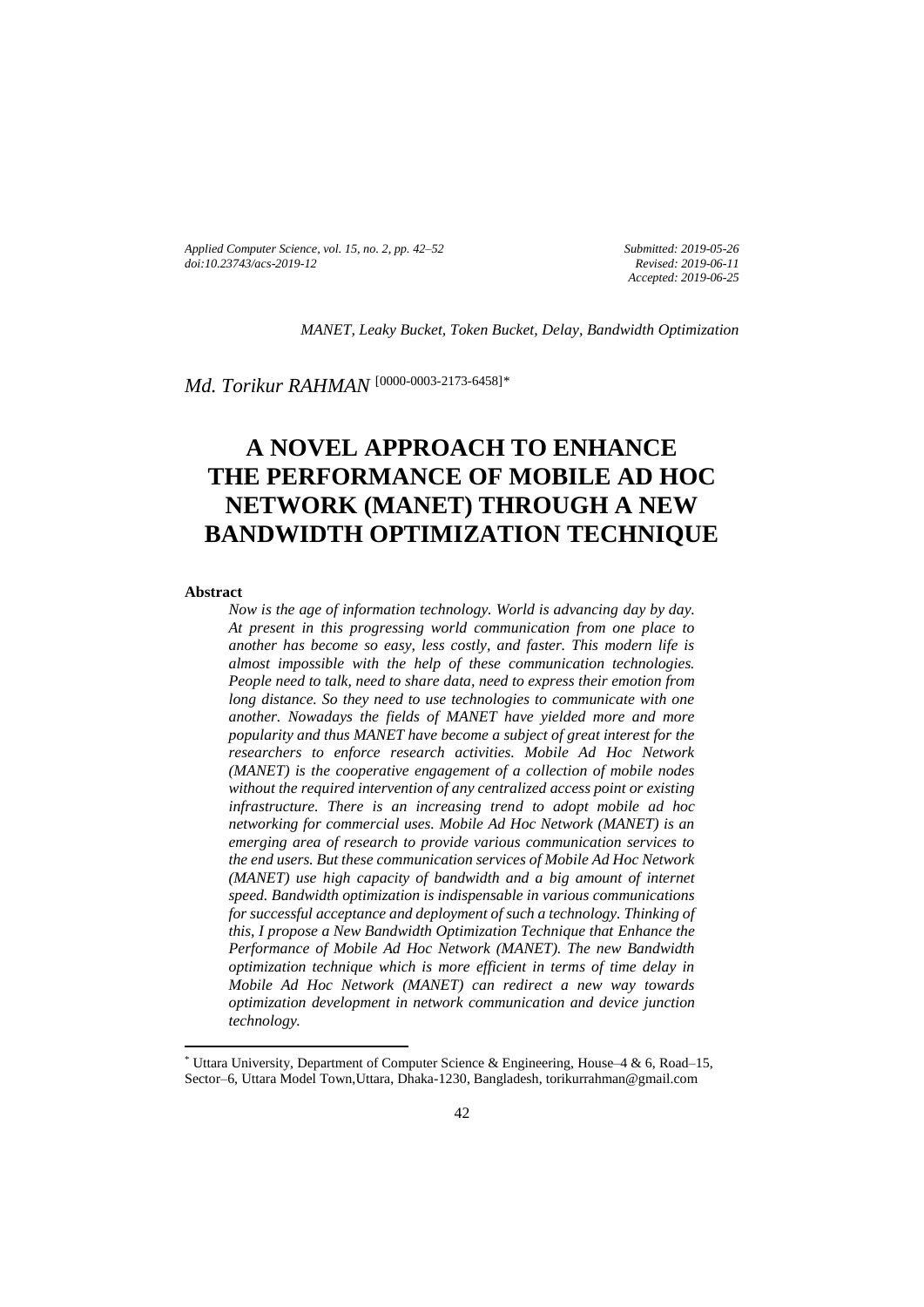*Submitted: 2019-05-26*
*Revised: 2019-06-11*
*Accepted: 2019-06-25*

*MANET, Leaky Bucket, Token Bucket, Delay, Bandwidth Optimization*

*Md. Torikur RAHMAN* [0000-0003-2173-6458]*

# A NOVEL APPROACH TO ENHANCE THE PERFORMANCE OF MOBILE AD HOC NETWORK (MANET) THROUGH A NEW BANDWIDTH OPTIMIZATION TECHNIQUE

**Abstract**

*Now is the age of information technology. World is advancing day by day. At present in this progressing world communication from one place to another has become so easy, less costly, and faster. This modern life is almost impossible with the help of these communication technologies. People need to talk, need to share data, need to express their emotion from long distance. So they need to use technologies to communicate with one another. Nowadays the fields of MANET have yielded more and more popularity and thus MANET have become a subject of great interest for the researchers to enforce research activities. Mobile Ad Hoc Network (MANET) is the cooperative engagement of a collection of mobile nodes without the required intervention of any centralized access point or existing infrastructure. There is an increasing trend to adopt mobile ad hoc networking for commercial uses. Mobile Ad Hoc Network (MANET) is an emerging area of research to provide various communication services to the end users. But these communication services of Mobile Ad Hoc Network (MANET) use high capacity of bandwidth and a big amount of internet speed. Bandwidth optimization is indispensable in various communications for successful acceptance and deployment of such a technology. Thinking of this, I propose a New Bandwidth Optimization Technique that Enhance the Performance of Mobile Ad Hoc Network (MANET). The new Bandwidth optimization technique which is more efficient in terms of time delay in Mobile Ad Hoc Network (MANET) can redirect a new way towards optimization development in network communication and device junction technology.*

---

* Uttara University, Department of Computer Science & Engineering, House–4 & 6, Road–15, Sector–6, Uttara Model Town,Uttara, Dhaka-1230, Bangladesh, torikurrahman@gmail.com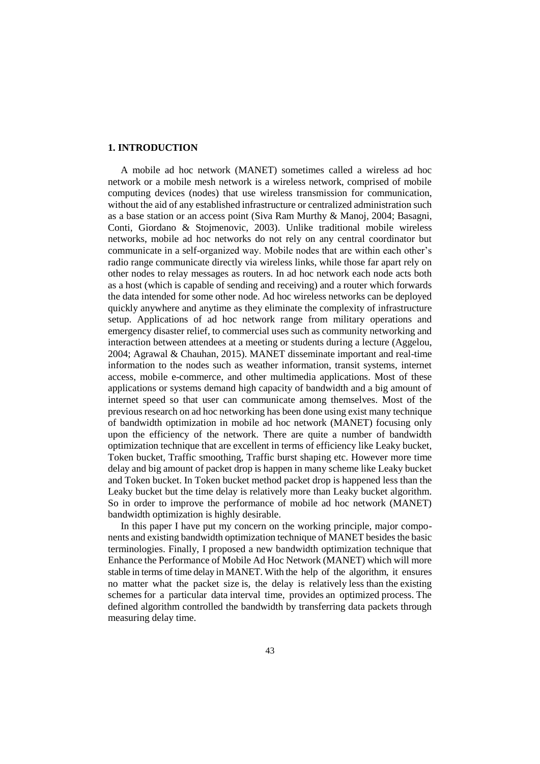## 1. INTRODUCTION

A mobile ad hoc network (MANET) sometimes called a wireless ad hoc network or a mobile mesh network is a wireless network, comprised of mobile computing devices (nodes) that use wireless transmission for communication, without the aid of any established infrastructure or centralized administration such as a base station or an access point (Siva Ram Murthy & Manoj, 2004; Basagni, Conti, Giordano & Stojmenovic, 2003). Unlike traditional mobile wireless networks, mobile ad hoc networks do not rely on any central coordinator but communicate in a self-organized way. Mobile nodes that are within each other's radio range communicate directly via wireless links, while those far apart rely on other nodes to relay messages as routers. In ad hoc network each node acts both as a host (which is capable of sending and receiving) and a router which forwards the data intended for some other node. Ad hoc wireless networks can be deployed quickly anywhere and anytime as they eliminate the complexity of infrastructure setup. Applications of ad hoc network range from military operations and emergency disaster relief, to commercial uses such as community networking and interaction between attendees at a meeting or students during a lecture (Aggelou, 2004; Agrawal & Chauhan, 2015). MANET disseminate important and real-time information to the nodes such as weather information, transit systems, internet access, mobile e-commerce, and other multimedia applications. Most of these applications or systems demand high capacity of bandwidth and a big amount of internet speed so that user can communicate among themselves. Most of the previous research on ad hoc networking has been done using exist many technique of bandwidth optimization in mobile ad hoc network (MANET) focusing only upon the efficiency of the network. There are quite a number of bandwidth optimization technique that are excellent in terms of efficiency like Leaky bucket, Token bucket, Traffic smoothing, Traffic burst shaping etc. However more time delay and big amount of packet drop is happen in many scheme like Leaky bucket and Token bucket. In Token bucket method packet drop is happened less than the Leaky bucket but the time delay is relatively more than Leaky bucket algorithm. So in order to improve the performance of mobile ad hoc network (MANET) bandwidth optimization is highly desirable.

In this paper I have put my concern on the working principle, major components and existing bandwidth optimization technique of MANET besides the basic terminologies. Finally, I proposed a new bandwidth optimization technique that Enhance the Performance of Mobile Ad Hoc Network (MANET) which will more stable in terms of time delay in MANET. With the help of the algorithm, it ensures no matter what the packet size is, the delay is relatively less than the existing schemes for a particular data interval time, provides an optimized process. The defined algorithm controlled the bandwidth by transferring data packets through measuring delay time.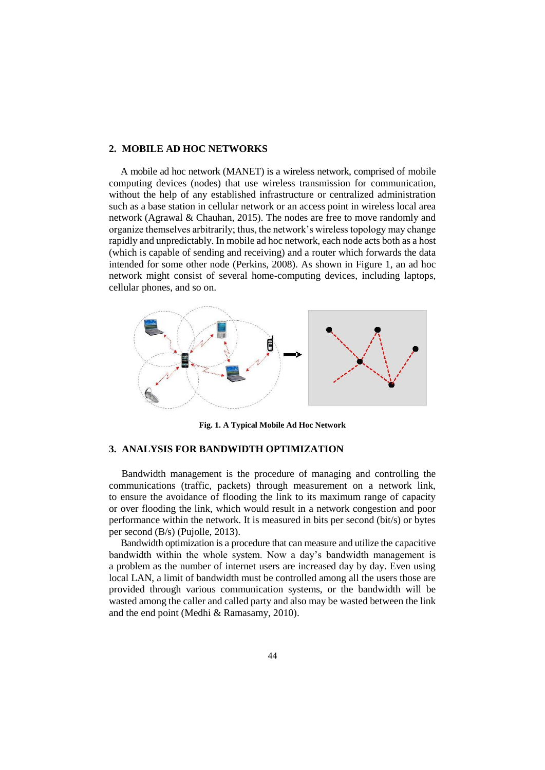## 2. MOBILE AD HOC NETWORKS

A mobile ad hoc network (MANET) is a wireless network, comprised of mobile computing devices (nodes) that use wireless transmission for communication, without the help of any established infrastructure or centralized administration such as a base station in cellular network or an access point in wireless local area network (Agrawal & Chauhan, 2015). The nodes are free to move randomly and organize themselves arbitrarily; thus, the network's wireless topology may change rapidly and unpredictably. In mobile ad hoc network, each node acts both as a host (which is capable of sending and receiving) and a router which forwards the data intended for some other node (Perkins, 2008). As shown in Figure 1, an ad hoc network might consist of several home-computing devices, including laptops, cellular phones, and so on.

**Fig. 1. A Typical Mobile Ad Hoc Network**

## 3. ANALYSIS FOR BANDWIDTH OPTIMIZATION

Bandwidth management is the procedure of managing and controlling the communications (traffic, packets) through measurement on a network link, to ensure the avoidance of flooding the link to its maximum range of capacity or over flooding the link, which would result in a network congestion and poor performance within the network. It is measured in bits per second (bit/s) or bytes per second (B/s) (Pujolle, 2013).

Bandwidth optimization is a procedure that can measure and utilize the capacitive bandwidth within the whole system. Now a day's bandwidth management is a problem as the number of internet users are increased day by day. Even using local LAN, a limit of bandwidth must be controlled among all the users those are provided through various communication systems, or the bandwidth will be wasted among the caller and called party and also may be wasted between the link and the end point (Medhi & Ramasamy, 2010).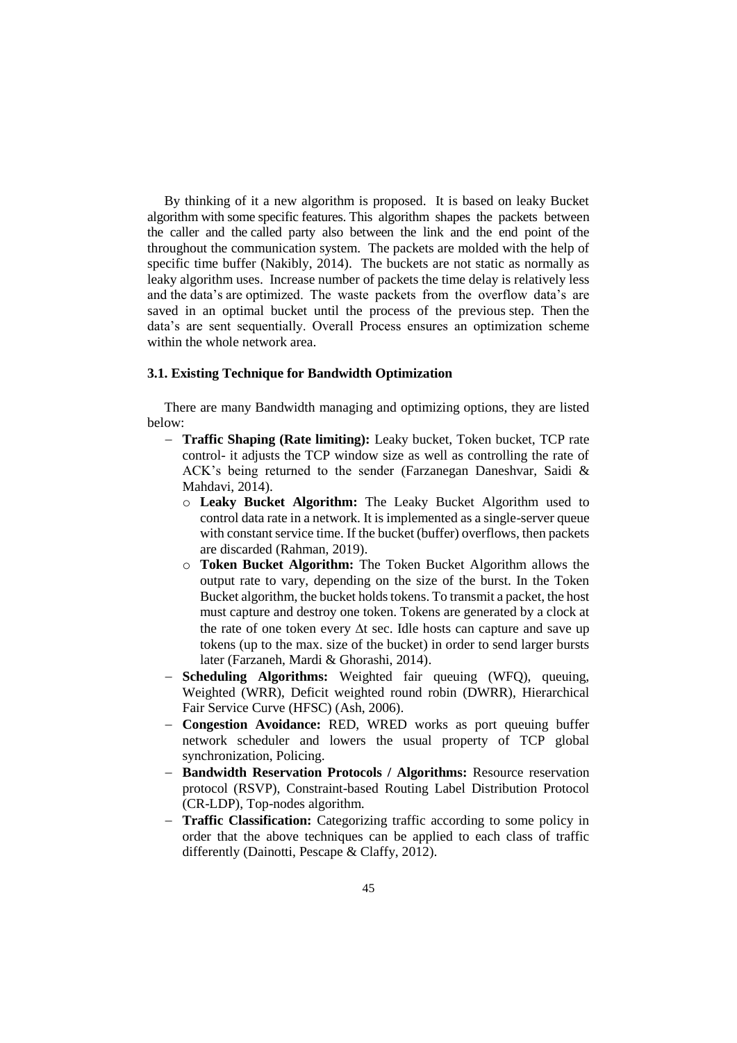By thinking of it a new algorithm is proposed. It is based on leaky Bucket algorithm with some specific features. This algorithm shapes the packets between the caller and the called party also between the link and the end point of the throughout the communication system. The packets are molded with the help of specific time buffer (Nakibly, 2014). The buckets are not static as normally as leaky algorithm uses. Increase number of packets the time delay is relatively less and the data's are optimized. The waste packets from the overflow data's are saved in an optimal bucket until the process of the previous step. Then the data's are sent sequentially. Overall Process ensures an optimization scheme within the whole network area.

### 3.1. Existing Technique for Bandwidth Optimization

There are many Bandwidth managing and optimizing options, they are listed below:

- **Traffic Shaping (Rate limiting):** Leaky bucket, Token bucket, TCP rate control- it adjusts the TCP window size as well as controlling the rate of ACK's being returned to the sender (Farzanegan Daneshvar, Saidi & Mahdavi, 2014).
  - **Leaky Bucket Algorithm:** The Leaky Bucket Algorithm used to control data rate in a network. It is implemented as a single-server queue with constant service time. If the bucket (buffer) overflows, then packets are discarded (Rahman, 2019).
  - **Token Bucket Algorithm:** The Token Bucket Algorithm allows the output rate to vary, depending on the size of the burst. In the Token Bucket algorithm, the bucket holds tokens. To transmit a packet, the host must capture and destroy one token. Tokens are generated by a clock at the rate of one token every $\Delta t$ sec. Idle hosts can capture and save up tokens (up to the max. size of the bucket) in order to send larger bursts later (Farzaneh, Mardi & Ghorashi, 2014).
- **Scheduling Algorithms:** Weighted fair queuing (WFQ), queuing, Weighted (WRR), Deficit weighted round robin (DWRR), Hierarchical Fair Service Curve (HFSC) (Ash, 2006).
- **Congestion Avoidance:** RED, WRED works as port queuing buffer network scheduler and lowers the usual property of TCP global synchronization, Policing.
- **Bandwidth Reservation Protocols / Algorithms:** Resource reservation protocol (RSVP), Constraint-based Routing Label Distribution Protocol (CR-LDP), Top-nodes algorithm.
- **Traffic Classification:** Categorizing traffic according to some policy in order that the above techniques can be applied to each class of traffic differently (Dainotti, Pescape & Claffy, 2012).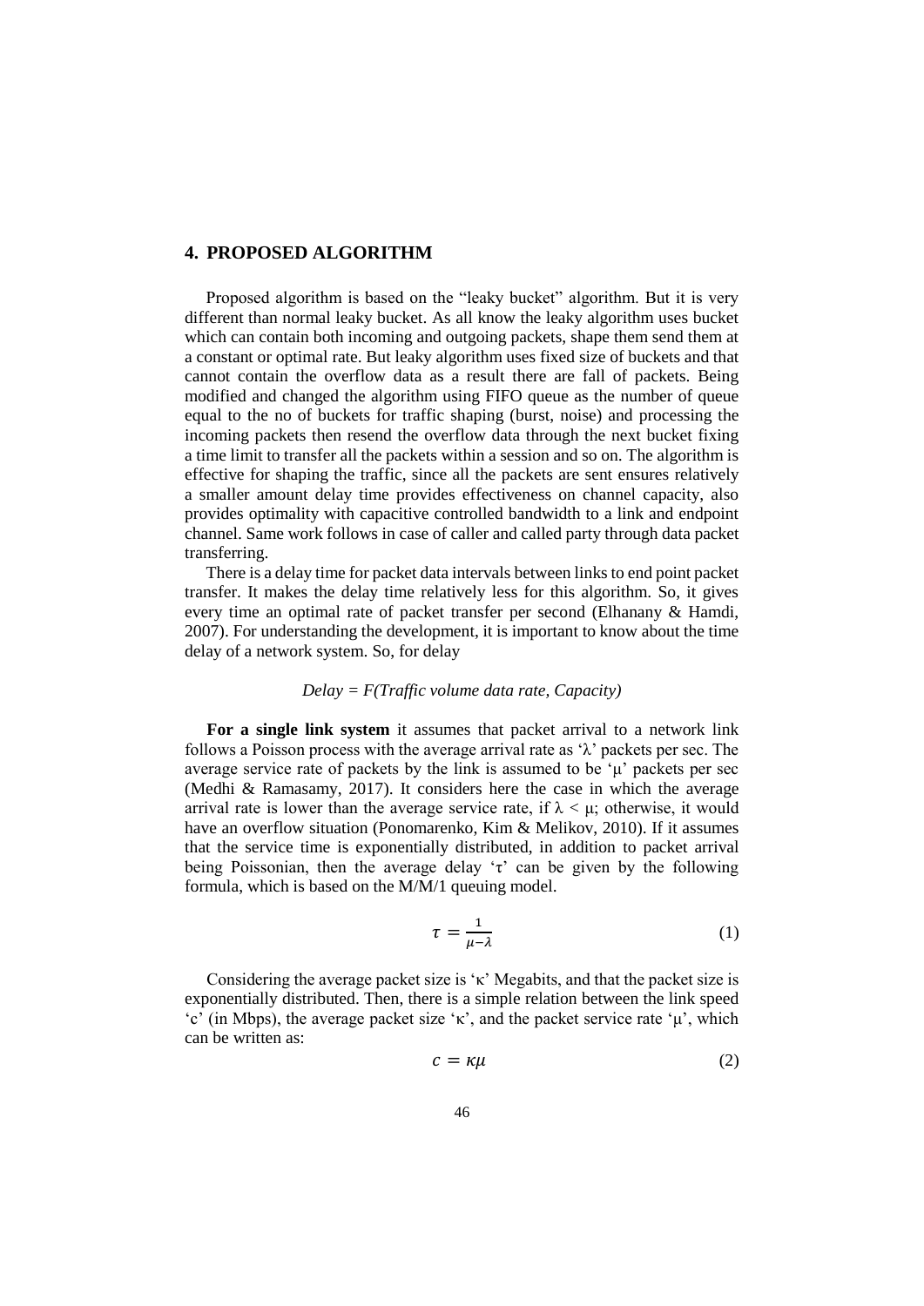## 4. PROPOSED ALGORITHM

Proposed algorithm is based on the "leaky bucket" algorithm. But it is very different than normal leaky bucket. As all know the leaky algorithm uses bucket which can contain both incoming and outgoing packets, shape them send them at a constant or optimal rate. But leaky algorithm uses fixed size of buckets and that cannot contain the overflow data as a result there are fall of packets. Being modified and changed the algorithm using FIFO queue as the number of queue equal to the no of buckets for traffic shaping (burst, noise) and processing the incoming packets then resend the overflow data through the next bucket fixing a time limit to transfer all the packets within a session and so on. The algorithm is effective for shaping the traffic, since all the packets are sent ensures relatively a smaller amount delay time provides effectiveness on channel capacity, also provides optimality with capacitive controlled bandwidth to a link and endpoint channel. Same work follows in case of caller and called party through data packet transferring.

There is a delay time for packet data intervals between links to end point packet transfer. It makes the delay time relatively less for this algorithm. So, it gives every time an optimal rate of packet transfer per second (Elhanany & Hamdi, 2007). For understanding the development, it is important to know about the time delay of a network system. So, for delay

*Delay = F(Traffic volume data rate, Capacity)*

**For a single link system** it assumes that packet arrival to a network link follows a Poisson process with the average arrival rate as '$\lambda$' packets per sec. The average service rate of packets by the link is assumed to be '$\mu$' packets per sec (Medhi & Ramasamy, 2017). It considers here the case in which the average arrival rate is lower than the average service rate, if $\lambda < \mu$; otherwise, it would have an overflow situation (Ponomarenko, Kim & Melikov, 2010). If it assumes that the service time is exponentially distributed, in addition to packet arrival being Poissonian, then the average delay '$\tau$' can be given by the following formula, which is based on the M/M/1 queuing model.

$$\tau = \frac{1}{\mu - \lambda} \tag{1}$$

Considering the average packet size is '$\kappa$' Megabits, and that the packet size is exponentially distributed. Then, there is a simple relation between the link speed '$c$' (in Mbps), the average packet size '$\kappa$', and the packet service rate '$\mu$', which can be written as:

$$c = \kappa\mu \tag{2}$$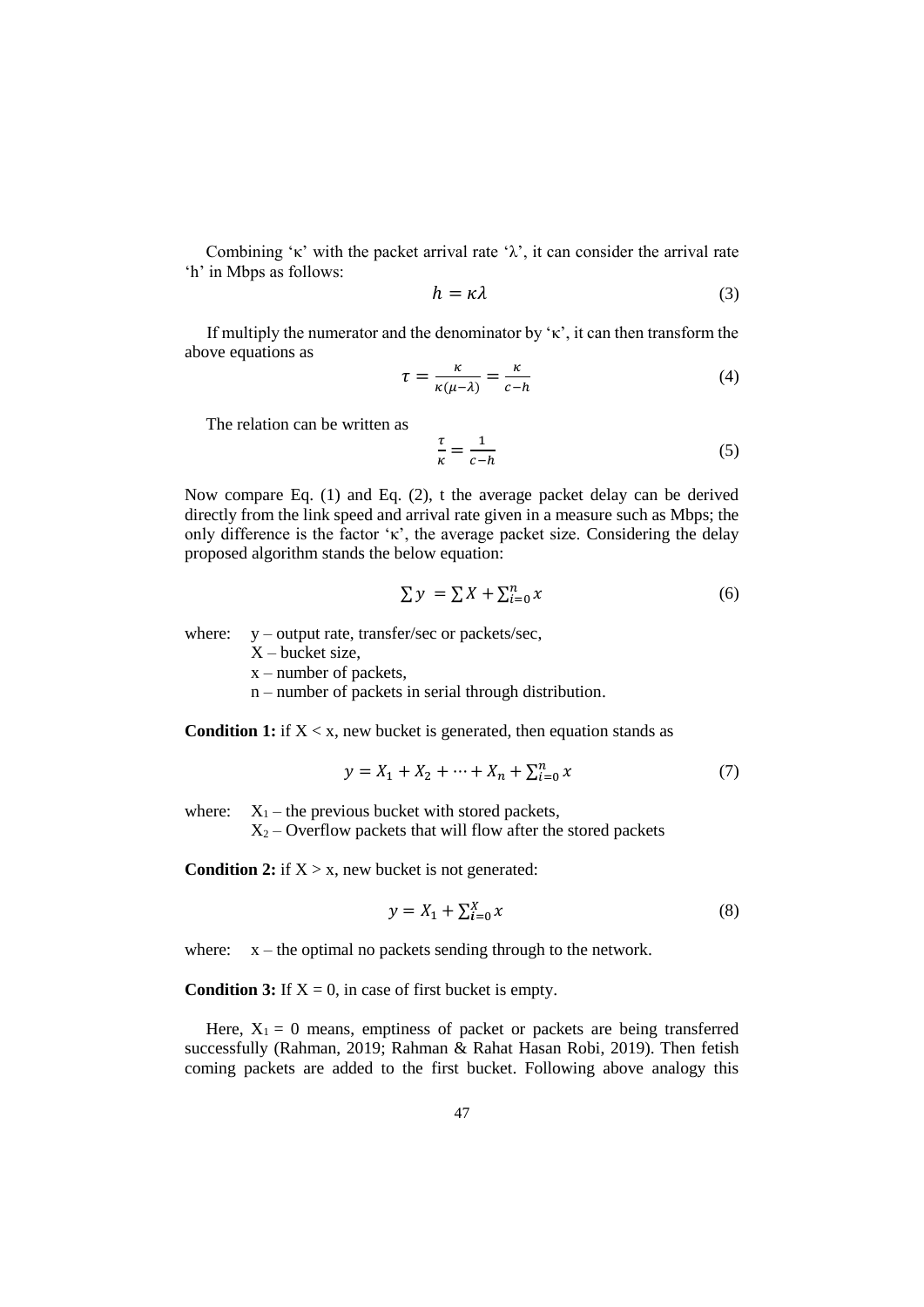Combining 'κ' with the packet arrival rate 'λ', it can consider the arrival rate 'h' in Mbps as follows:

$$h = \kappa\lambda \tag{3}$$

If multiply the numerator and the denominator by 'κ', it can then transform the above equations as

$$\tau = \frac{\kappa}{\kappa(\mu-\lambda)} = \frac{\kappa}{c-h} \tag{4}$$

The relation can be written as

$$\frac{\tau}{\kappa} = \frac{1}{c-h} \tag{5}$$

Now compare Eq. (1) and Eq. (2), t the average packet delay can be derived directly from the link speed and arrival rate given in a measure such as Mbps; the only difference is the factor 'κ', the average packet size. Considering the delay proposed algorithm stands the below equation:

$$\sum y = \sum X + \sum_{i=0}^{n} x \tag{6}$$

where: y – output rate, transfer/sec or packets/sec,
X – bucket size,
x – number of packets,
n – number of packets in serial through distribution.

**Condition 1:** if $X < x$, new bucket is generated, then equation stands as

$$y = X_1 + X_2 + \cdots + X_n + \sum_{i=0}^{n} x \tag{7}$$

where: $X_1$ – the previous bucket with stored packets,
$X_2$ – Overflow packets that will flow after the stored packets

**Condition 2:** if $X > x$, new bucket is not generated:

$$y = X_1 + \sum_{i=0}^{X} x \tag{8}$$

where: x – the optimal no packets sending through to the network.

**Condition 3:** If $X = 0$, in case of first bucket is empty.

Here, $X_1 = 0$ means, emptiness of packet or packets are being transferred successfully (Rahman, 2019; Rahman & Rahat Hasan Robi, 2019). Then fetish coming packets are added to the first bucket. Following above analogy this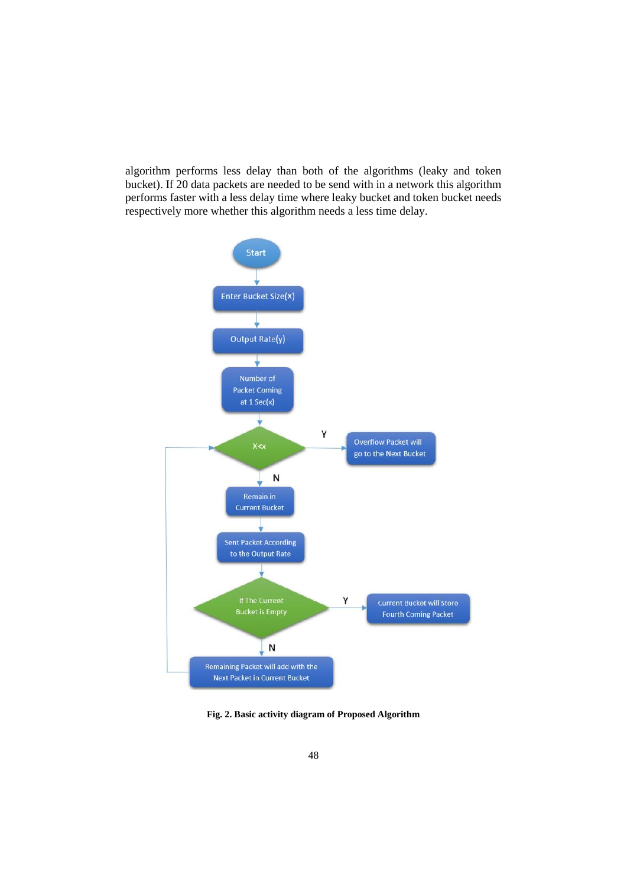algorithm performs less delay than both of the algorithms (leaky and token bucket). If 20 data packets are needed to be send with in a network this algorithm performs faster with a less delay time where leaky bucket and token bucket needs respectively more whether this algorithm needs a less time delay.

**Fig. 2. Basic activity diagram of Proposed Algorithm**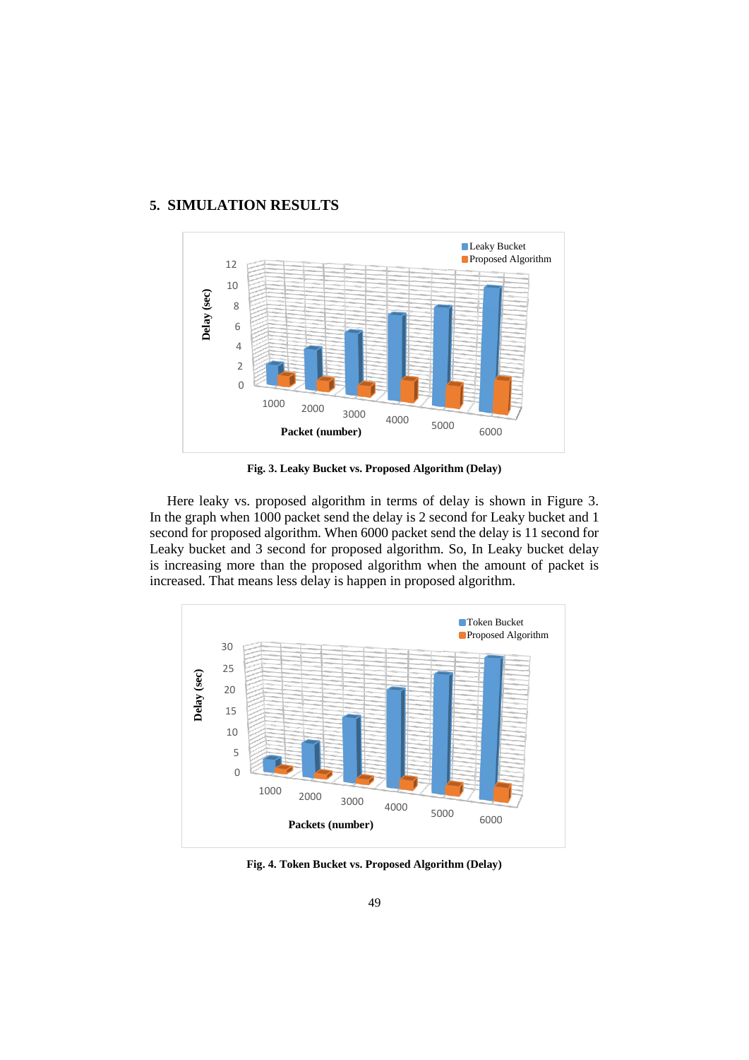## 5. SIMULATION RESULTS

**Fig. 3. Leaky Bucket vs. Proposed Algorithm (Delay)**

Here leaky vs. proposed algorithm in terms of delay is shown in Figure 3. In the graph when 1000 packet send the delay is 2 second for Leaky bucket and 1 second for proposed algorithm. When 6000 packet send the delay is 11 second for Leaky bucket and 3 second for proposed algorithm. So, In Leaky bucket delay is increasing more than the proposed algorithm when the amount of packet is increased. That means less delay is happen in proposed algorithm.

**Fig. 4. Token Bucket vs. Proposed Algorithm (Delay)**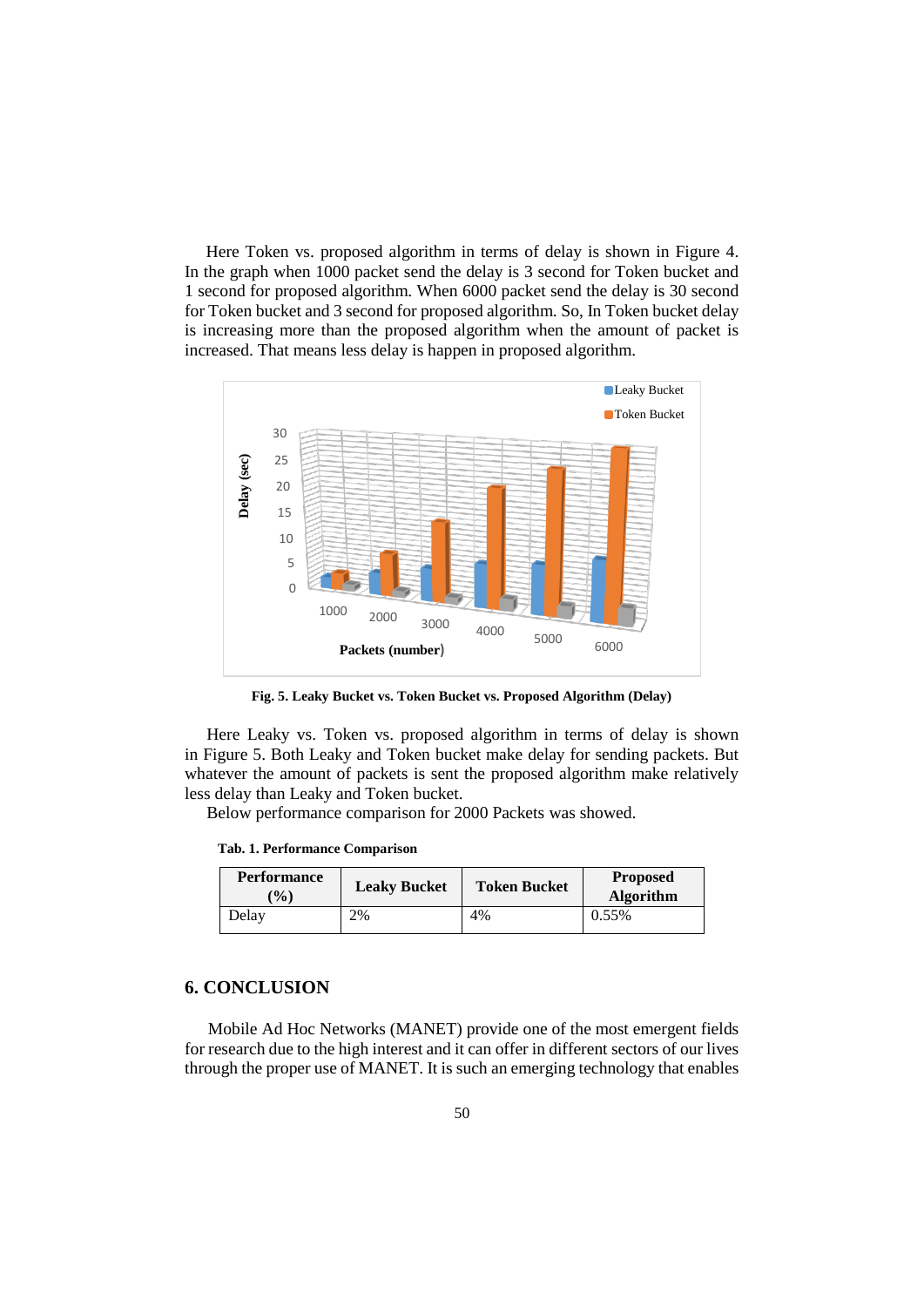Here Token vs. proposed algorithm in terms of delay is shown in Figure 4. In the graph when 1000 packet send the delay is 3 second for Token bucket and 1 second for proposed algorithm. When 6000 packet send the delay is 30 second for Token bucket and 3 second for proposed algorithm. So, In Token bucket delay is increasing more than the proposed algorithm when the amount of packet is increased. That means less delay is happen in proposed algorithm.

**Fig. 5. Leaky Bucket vs. Token Bucket vs. Proposed Algorithm (Delay)**

Here Leaky vs. Token vs. proposed algorithm in terms of delay is shown in Figure 5. Both Leaky and Token bucket make delay for sending packets. But whatever the amount of packets is sent the proposed algorithm make relatively less delay than Leaky and Token bucket.

Below performance comparison for 2000 Packets was showed.

**Tab. 1. Performance Comparison**

| Performance (%) | Leaky Bucket | Token Bucket | Proposed Algorithm |
|---|---|---|---|
| Delay | 2% | 4% | 0.55% |

## 6. CONCLUSION

Mobile Ad Hoc Networks (MANET) provide one of the most emergent fields for research due to the high interest and it can offer in different sectors of our lives through the proper use of MANET. It is such an emerging technology that enables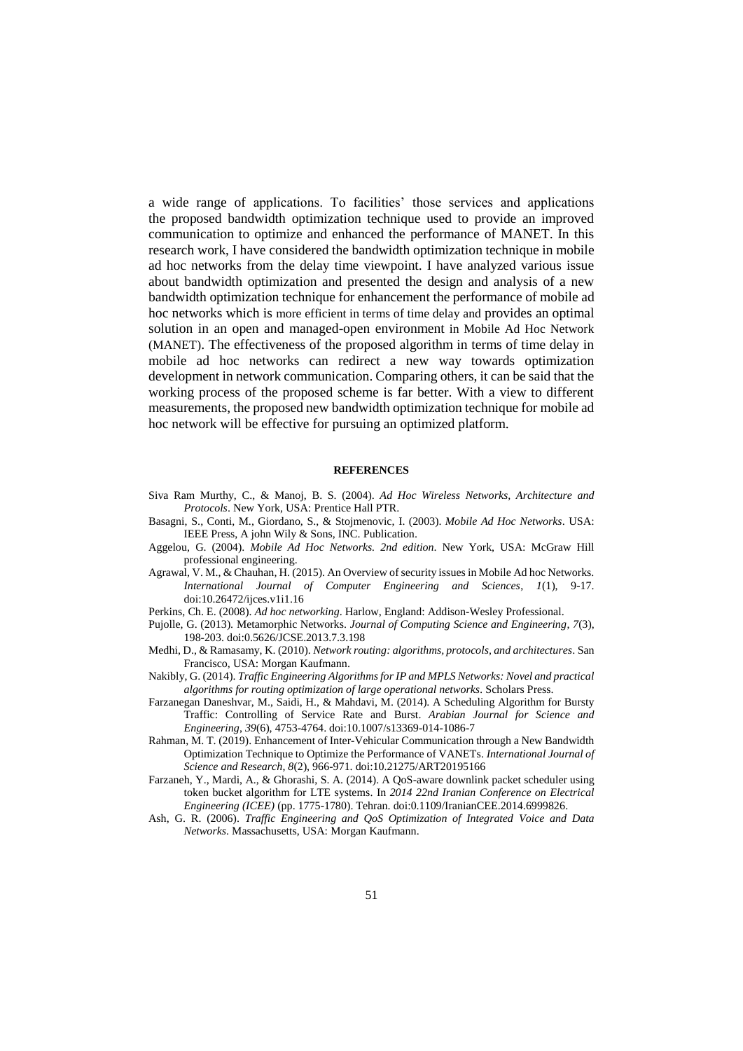a wide range of applications. To facilities' those services and applications the proposed bandwidth optimization technique used to provide an improved communication to optimize and enhanced the performance of MANET. In this research work, I have considered the bandwidth optimization technique in mobile ad hoc networks from the delay time viewpoint. I have analyzed various issue about bandwidth optimization and presented the design and analysis of a new bandwidth optimization technique for enhancement the performance of mobile ad hoc networks which is more efficient in terms of time delay and provides an optimal solution in an open and managed-open environment in Mobile Ad Hoc Network (MANET). The effectiveness of the proposed algorithm in terms of time delay in mobile ad hoc networks can redirect a new way towards optimization development in network communication. Comparing others, it can be said that the working process of the proposed scheme is far better. With a view to different measurements, the proposed new bandwidth optimization technique for mobile ad hoc network will be effective for pursuing an optimized platform.

## REFERENCES

Siva Ram Murthy, C., & Manoj, B. S. (2004). *Ad Hoc Wireless Networks, Architecture and Protocols*. New York, USA: Prentice Hall PTR.

Basagni, S., Conti, M., Giordano, S., & Stojmenovic, I. (2003). *Mobile Ad Hoc Networks*. USA: IEEE Press, A john Wily & Sons, INC. Publication.

Aggelou, G. (2004). *Mobile Ad Hoc Networks. 2nd edition*. New York, USA: McGraw Hill professional engineering.

Agrawal, V. M., & Chauhan, H. (2015). An Overview of security issues in Mobile Ad hoc Networks. *International Journal of Computer Engineering and Sciences*, *1*(1), 9-17. doi:10.26472/ijces.v1i1.16

Perkins, Ch. E. (2008). *Ad hoc networking*. Harlow, England: Addison-Wesley Professional.

Pujolle, G. (2013). Metamorphic Networks. *Journal of Computing Science and Engineering*, *7*(3), 198-203. doi:0.5626/JCSE.2013.7.3.198

Medhi, D., & Ramasamy, K. (2010). *Network routing: algorithms, protocols, and architectures*. San Francisco, USA: Morgan Kaufmann.

Nakibly, G. (2014). *Traffic Engineering Algorithms for IP and MPLS Networks: Novel and practical algorithms for routing optimization of large operational networks*. Scholars Press.

Farzanegan Daneshvar, M., Saidi, H., & Mahdavi, M. (2014). A Scheduling Algorithm for Bursty Traffic: Controlling of Service Rate and Burst. *Arabian Journal for Science and Engineering*, *39*(6), 4753-4764. doi:10.1007/s13369-014-1086-7

Rahman, M. T. (2019). Enhancement of Inter-Vehicular Communication through a New Bandwidth Optimization Technique to Optimize the Performance of VANETs. *International Journal of Science and Research*, *8*(2), 966-971. doi:10.21275/ART20195166

Farzaneh, Y., Mardi, A., & Ghorashi, S. A. (2014). A QoS-aware downlink packet scheduler using token bucket algorithm for LTE systems. In *2014 22nd Iranian Conference on Electrical Engineering (ICEE)* (pp. 1775-1780). Tehran. doi:0.1109/IranianCEE.2014.6999826.

Ash, G. R. (2006). *Traffic Engineering and QoS Optimization of Integrated Voice and Data Networks*. Massachusetts, USA: Morgan Kaufmann.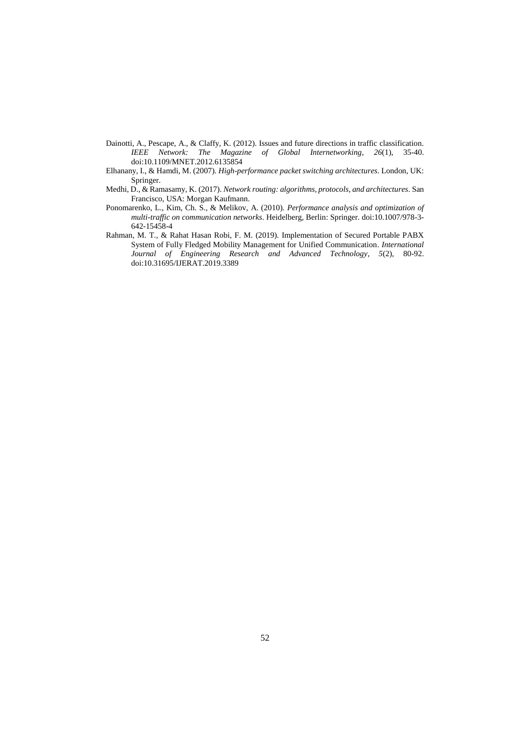Dainotti, A., Pescape, A., & Claffy, K. (2012). Issues and future directions in traffic classification. *IEEE Network: The Magazine of Global Internetworking*, *26*(1), 35-40. doi:10.1109/MNET.2012.6135854

Elhanany, I., & Hamdi, M. (2007). *High-performance packet switching architectures*. London, UK: Springer.

Medhi, D., & Ramasamy, K. (2017). *Network routing: algorithms, protocols, and architectures*. San Francisco, USA: Morgan Kaufmann.

Ponomarenko, L., Kim, Ch. S., & Melikov, A. (2010). *Performance analysis and optimization of multi-traffic on communication networks*. Heidelberg, Berlin: Springer. doi:10.1007/978-3-642-15458-4

Rahman, M. T., & Rahat Hasan Robi, F. M. (2019). Implementation of Secured Portable PABX System of Fully Fledged Mobility Management for Unified Communication. *International Journal of Engineering Research and Advanced Technology*, *5*(2), 80-92. doi:10.31695/IJERAT.2019.3389